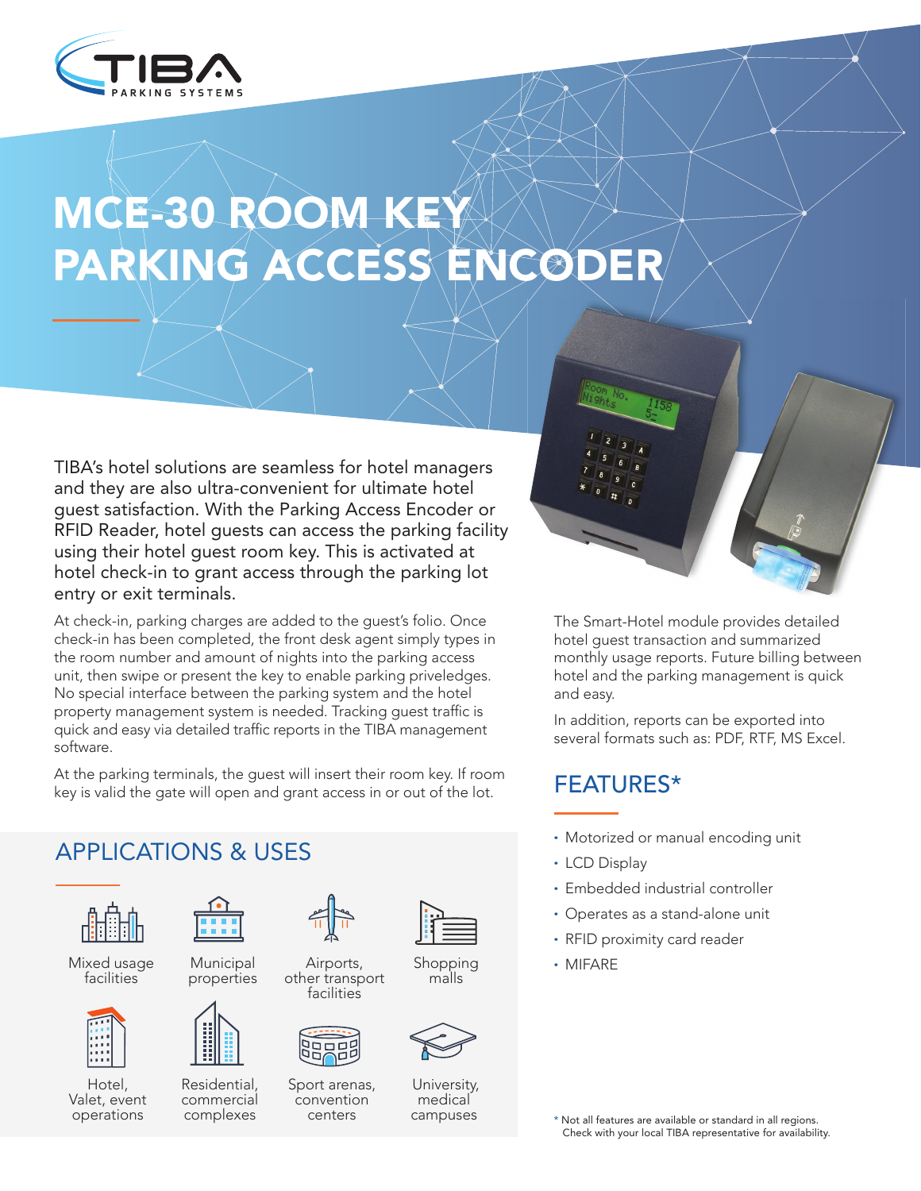# MCE-30 ROOM KEY PARKING ACCESS ENCODER

TIBA's hotel solutions are seamless for hotel managers and they are also ultra-convenient for ultimate hotel guest satisfaction. With the Parking Access Encoder or RFID Reader, hotel guests can access the parking facility using their hotel guest room key. This is activated at hotel check-in to grant access through the parking lot entry or exit terminals.

At check-in, parking charges are added to the guest's folio. Once check-in has been completed, the front desk agent simply types in the room number and amount of nights into the parking access unit, then swipe or present the key to enable parking priveledges. No special interface between the parking system and the hotel property management system is needed. Tracking guest traffic is quick and easy via detailed traffic reports in the TIBA management software.

At the parking terminals, the guest will insert their room key. If room key is valid the gate will open and grant access in or out of the lot.

The Smart-Hotel module provides detailed hotel guest transaction and summarized monthly usage reports. Future billing between hotel and the parking management is quick and easy.

In addition, reports can be exported into several formats such as: PDF, RTF, MS Excel.

## APPLICATIONS & USES

- Mixed usage facilities
- Municipal properties
- Airports, other transport facilities
- Shopping malls
- Hotel, Valet, event operations
- Residential, commercial complexes
- Sport arenas, convention centers
- University, medical campuses

## FEATURES*

- Motorized or manual encoding unit
- LCD Display
- Embedded industrial controller
- Operates as a stand-alone unit
- RFID proximity card reader
- MIFARE

* Not all features are available or standard in all regions. Check with your local TIBA representative for availability.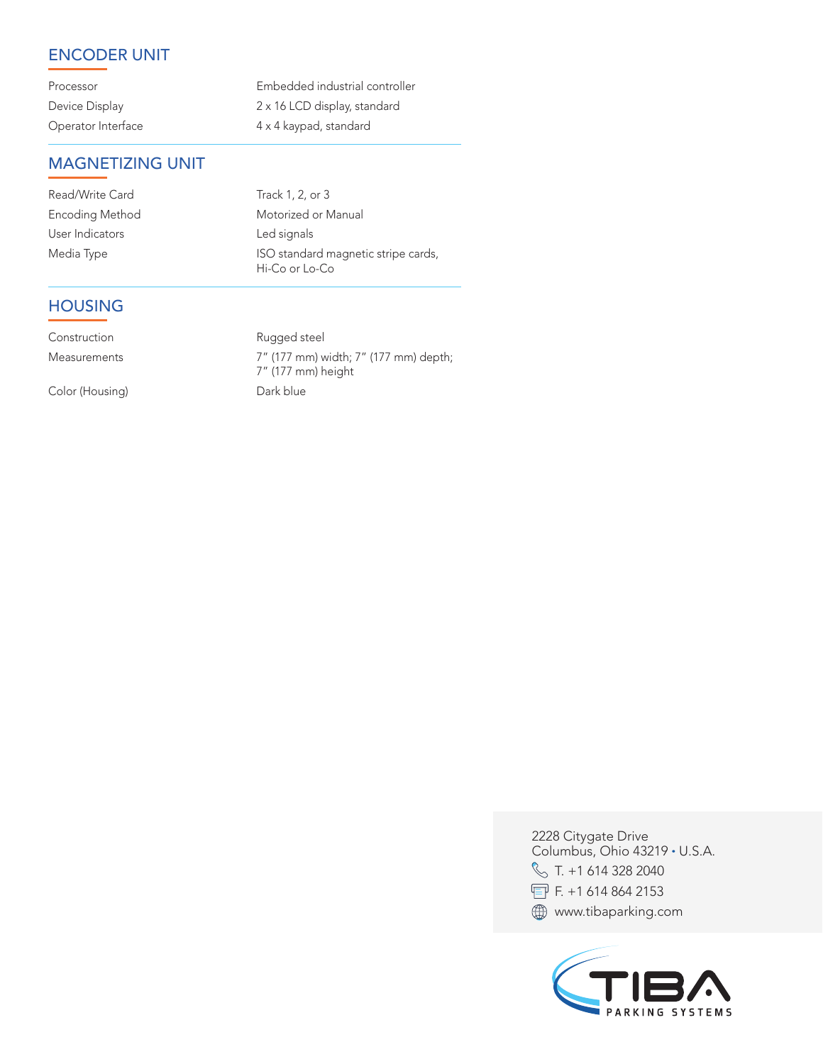## ENCODER UNIT

| | |
|---|---|
| Processor | Embedded industrial controller |
| Device Display | 2 x 16 LCD display, standard |
| Operator Interface | 4 x 4 kaypad, standard |

## MAGNETIZING UNIT

| | |
|---|---|
| Read/Write Card | Track 1, 2, or 3 |
| Encoding Method | Motorized or Manual |
| User Indicators | Led signals |
| Media Type | ISO standard magnetic stripe cards, Hi-Co or Lo-Co |

## HOUSING

| | |
|---|---|
| Construction | Rugged steel |
| Measurements | 7" (177 mm) width; 7" (177 mm) depth; 7" (177 mm) height |
| Color (Housing) | Dark blue |

2228 Citygate Drive
Columbus, Ohio 43219 • U.S.A.

T. +1 614 328 2040

F. +1 614 864 2153

www.tibaparking.com

TIBA PARKING SYSTEMS